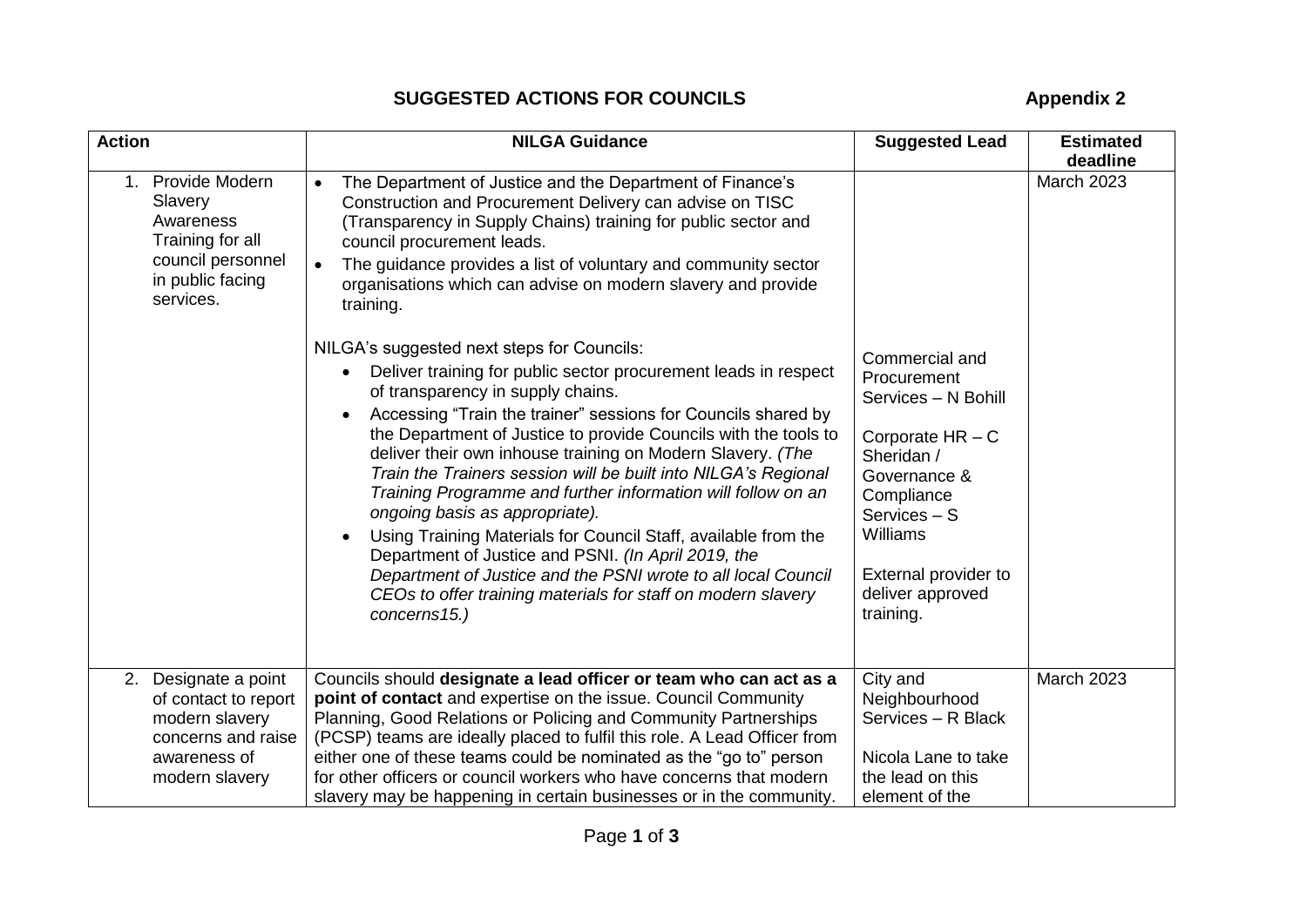# SUGGESTED ACTIONS FOR COUNCILS

**Appendix 2**

| Action | NILGA Guidance | Suggested Lead | Estimated deadline |
|---|---|---|---|
| 1. Provide Modern Slavery Awareness Training for all council personnel in public facing services. | • The Department of Justice and the Department of Finance's Construction and Procurement Delivery can advise on TISC (Transparency in Supply Chains) training for public sector and council procurement leads.<br>• The guidance provides a list of voluntary and community sector organisations which can advise on modern slavery and provide training.<br><br>NILGA's suggested next steps for Councils:<br>• Deliver training for public sector procurement leads in respect of transparency in supply chains.<br>• Accessing "Train the trainer" sessions for Councils shared by the Department of Justice to provide Councils with the tools to deliver their own inhouse training on Modern Slavery. *(The Train the Trainers session will be built into NILGA's Regional Training Programme and further information will follow on an ongoing basis as appropriate).*<br>• Using Training Materials for Council Staff, available from the Department of Justice and PSNI. *(In April 2019, the Department of Justice and the PSNI wrote to all local Council CEOs to offer training materials for staff on modern slavery concerns15.)* | Commercial and Procurement Services – N Bohill<br><br>Corporate HR – C Sheridan / Governance & Compliance Services – S Williams<br><br>External provider to deliver approved training. | March 2023 |
| 2. Designate a point of contact to report modern slavery concerns and raise awareness of modern slavery | Councils should **designate a lead officer or team who can act as a point of contact** and expertise on the issue. Council Community Planning, Good Relations or Policing and Community Partnerships (PCSP) teams are ideally placed to fulfil this role. A Lead Officer from either one of these teams could be nominated as the "go to" person for other officers or council workers who have concerns that modern slavery may be happening in certain businesses or in the community. | City and Neighbourhood Services – R Black<br><br>Nicola Lane to take the lead on this element of the | March 2023 |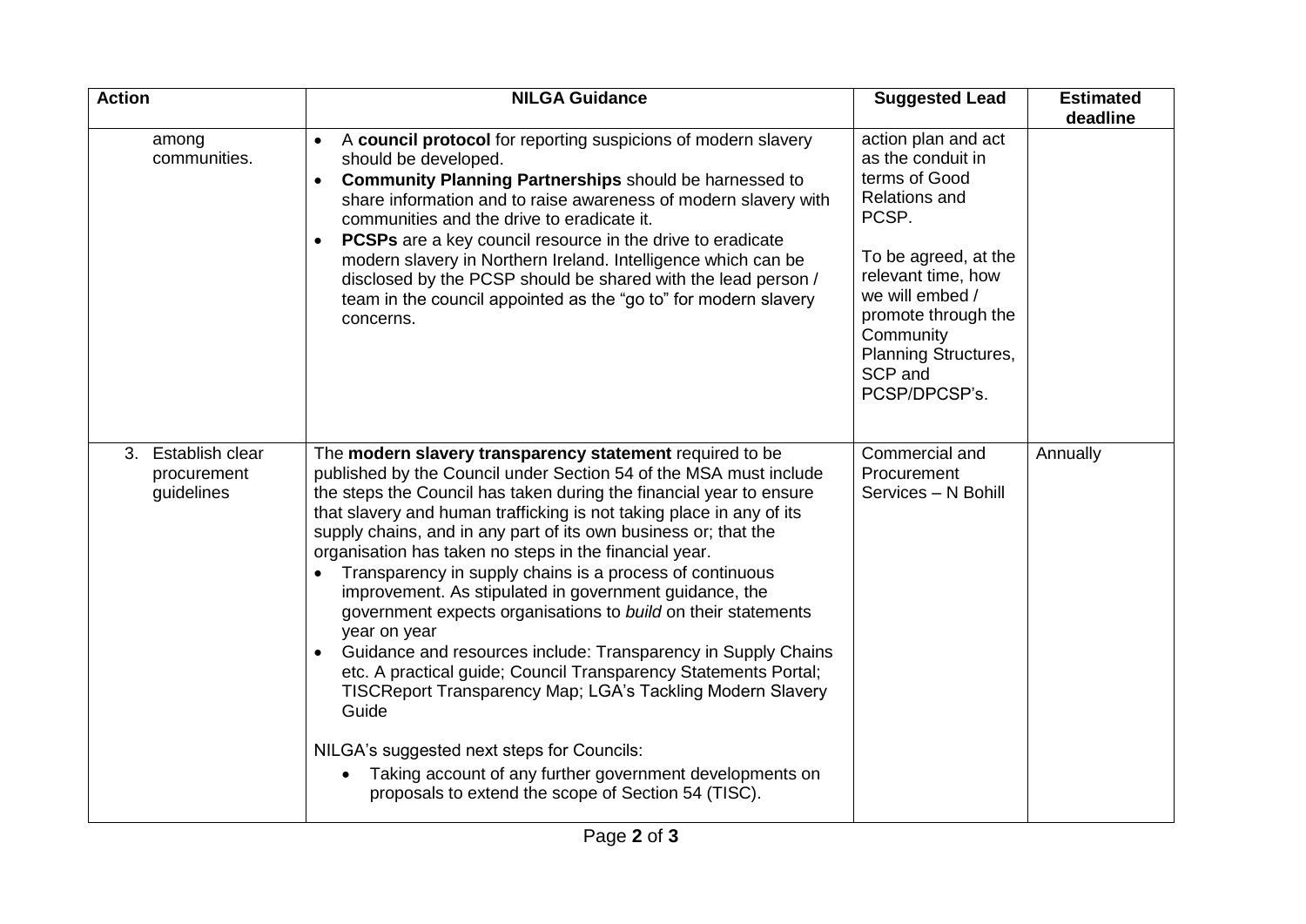| Action | NILGA Guidance | Suggested Lead | Estimated deadline |
|---|---|---|---|
| among communities. | • A **council protocol** for reporting suspicions of modern slavery should be developed.<br>• **Community Planning Partnerships** should be harnessed to share information and to raise awareness of modern slavery with communities and the drive to eradicate it.<br>• **PCSPs** are a key council resource in the drive to eradicate modern slavery in Northern Ireland. Intelligence which can be disclosed by the PCSP should be shared with the lead person / team in the council appointed as the "go to" for modern slavery concerns. | action plan and act as the conduit in terms of Good Relations and PCSP.<br><br>To be agreed, at the relevant time, how we will embed / promote through the Community Planning Structures, SCP and PCSP/DPCSP's. | |
| 3. Establish clear procurement guidelines | The **modern slavery transparency statement** required to be published by the Council under Section 54 of the MSA must include the steps the Council has taken during the financial year to ensure that slavery and human trafficking is not taking place in any of its supply chains, and in any part of its own business or; that the organisation has taken no steps in the financial year.<br>• Transparency in supply chains is a process of continuous improvement. As stipulated in government guidance, the government expects organisations to *build* on their statements year on year<br>• Guidance and resources include: Transparency in Supply Chains etc. A practical guide; Council Transparency Statements Portal; TISCReport Transparency Map; LGA's Tackling Modern Slavery Guide<br><br>NILGA's suggested next steps for Councils:<br>• Taking account of any further government developments on proposals to extend the scope of Section 54 (TISC). | Commercial and Procurement Services – N Bohill | Annually |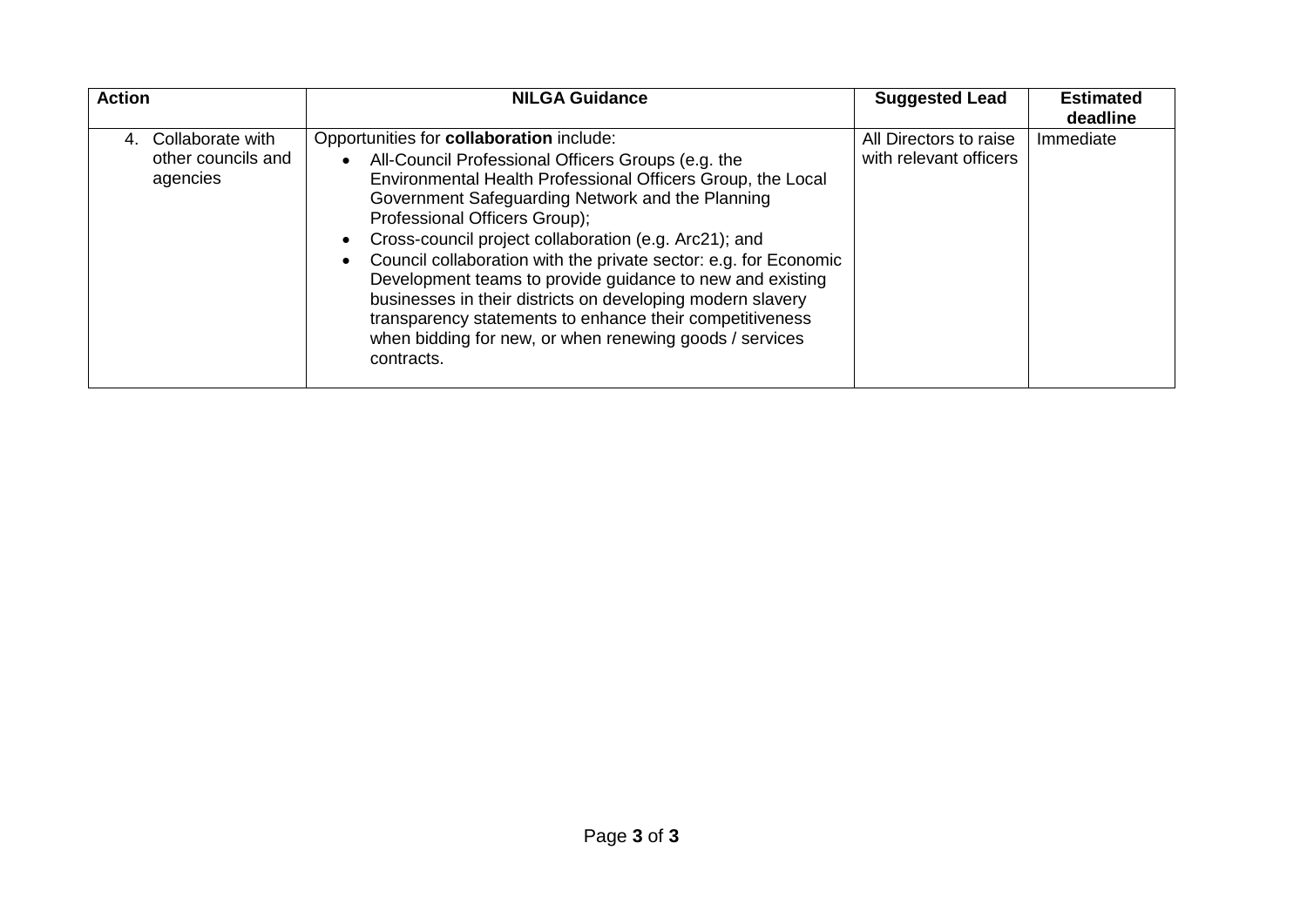| Action | NILGA Guidance | Suggested Lead | Estimated deadline |
|---|---|---|---|
| 4. Collaborate with other councils and agencies | Opportunities for **collaboration** include:<br>• All-Council Professional Officers Groups (e.g. the Environmental Health Professional Officers Group, the Local Government Safeguarding Network and the Planning Professional Officers Group);<br>• Cross-council project collaboration (e.g. Arc21); and<br>• Council collaboration with the private sector: e.g. for Economic Development teams to provide guidance to new and existing businesses in their districts on developing modern slavery transparency statements to enhance their competitiveness when bidding for new, or when renewing goods / services contracts. | All Directors to raise with relevant officers | Immediate |